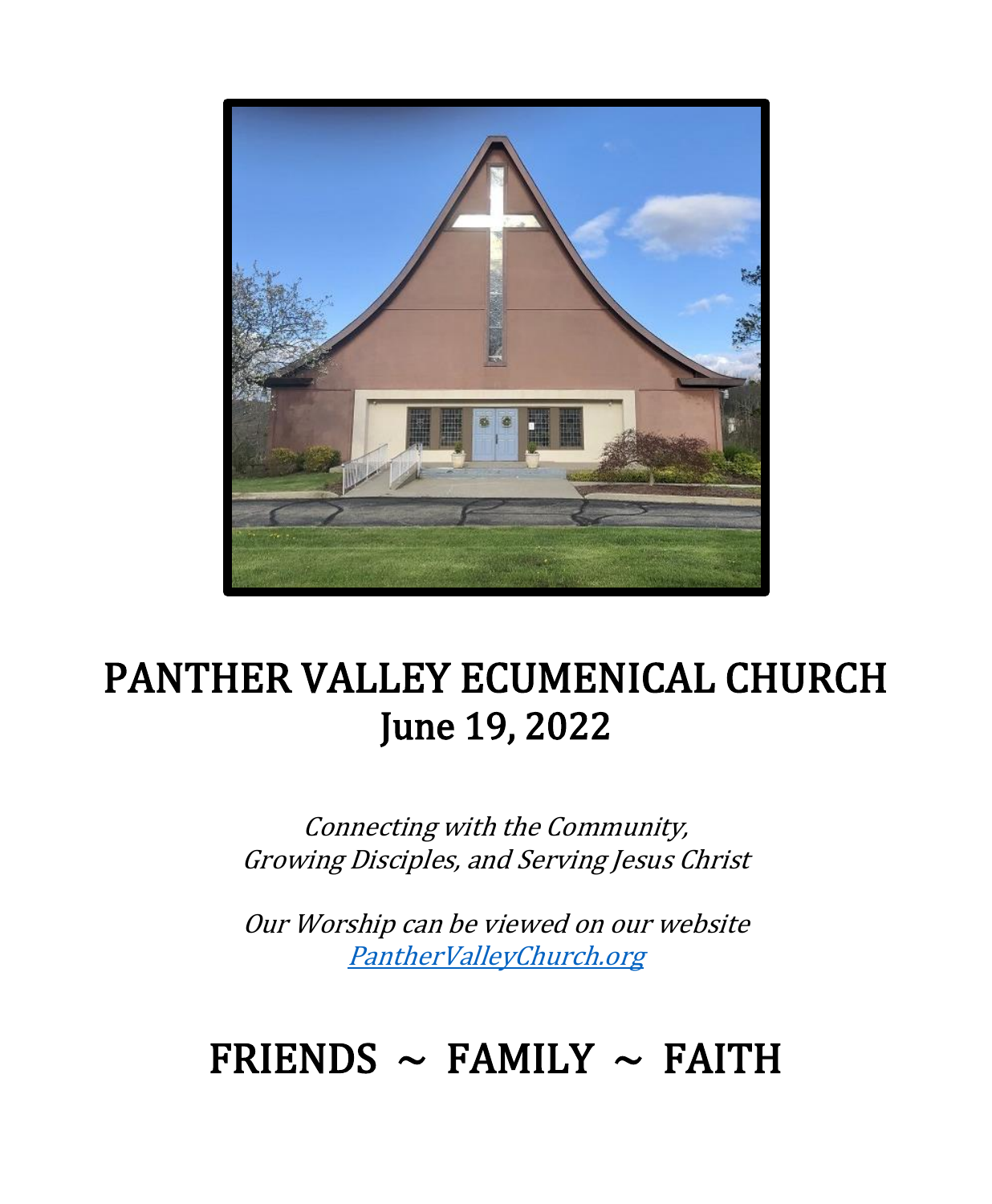# PANTHER VALLEY ECUMENICAL CHURCH
## June 19, 2022

*Connecting with the Community,*
*Growing Disciples, and Serving Jesus Christ*

*Our Worship can be viewed on our website*
*[PantherValleyChurch.org](http://PantherValleyChurch.org)*

# FRIENDS ~ FAMILY ~ FAITH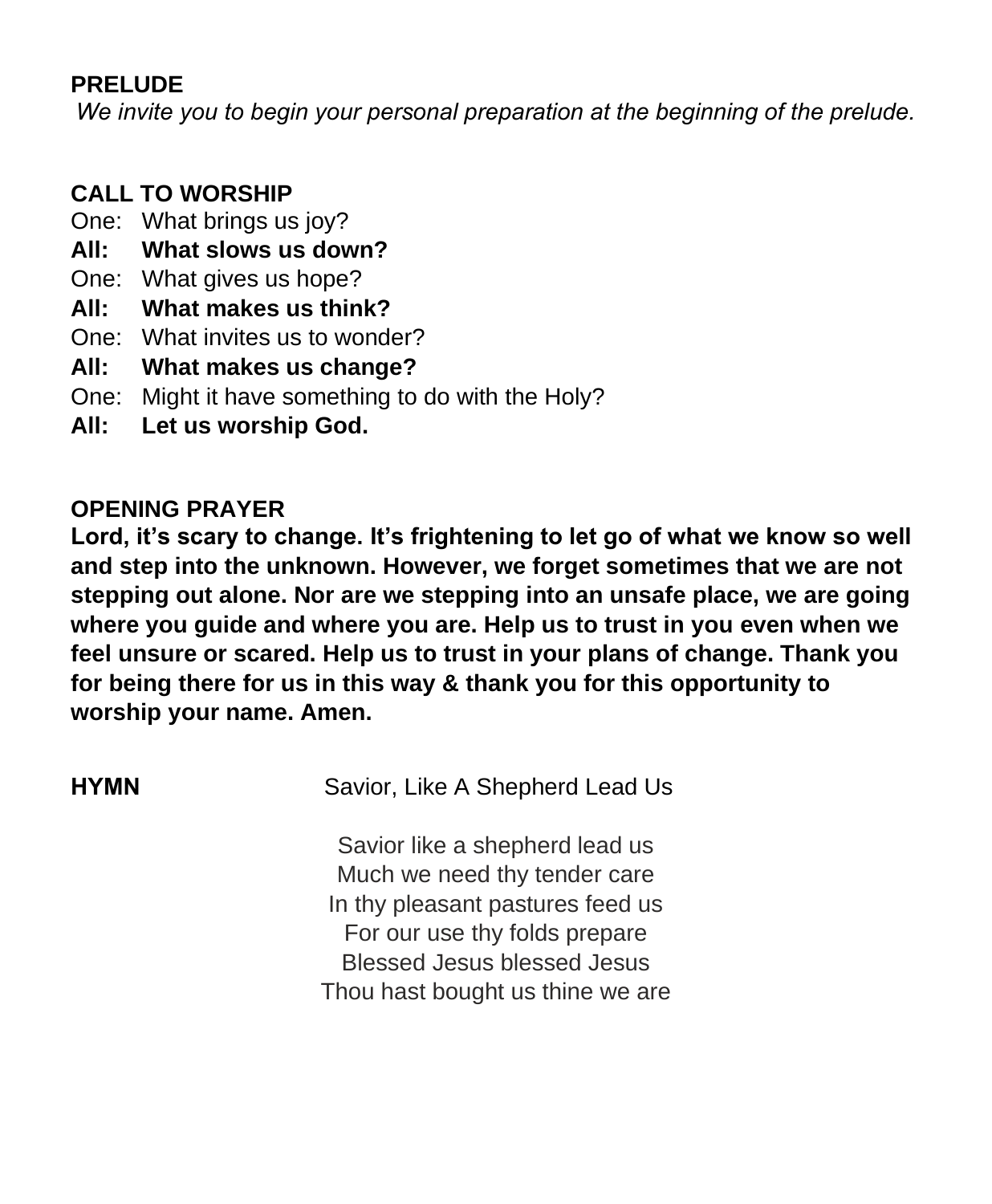**PRELUDE**

*We invite you to begin your personal preparation at the beginning of the prelude.*

**CALL TO WORSHIP**

One: What brings us joy?
**All: What slows us down?**
One: What gives us hope?
**All: What makes us think?**
One: What invites us to wonder?
**All: What makes us change?**
One: Might it have something to do with the Holy?
**All: Let us worship God.**

**OPENING PRAYER**

**Lord, it's scary to change. It's frightening to let go of what we know so well and step into the unknown. However, we forget sometimes that we are not stepping out alone. Nor are we stepping into an unsafe place, we are going where you guide and where you are. Help us to trust in you even when we feel unsure or scared. Help us to trust in your plans of change. Thank you for being there for us in this way & thank you for this opportunity to worship your name. Amen.**

**HYMN** Savior, Like A Shepherd Lead Us

Savior like a shepherd lead us
Much we need thy tender care
In thy pleasant pastures feed us
For our use thy folds prepare
Blessed Jesus blessed Jesus
Thou hast bought us thine we are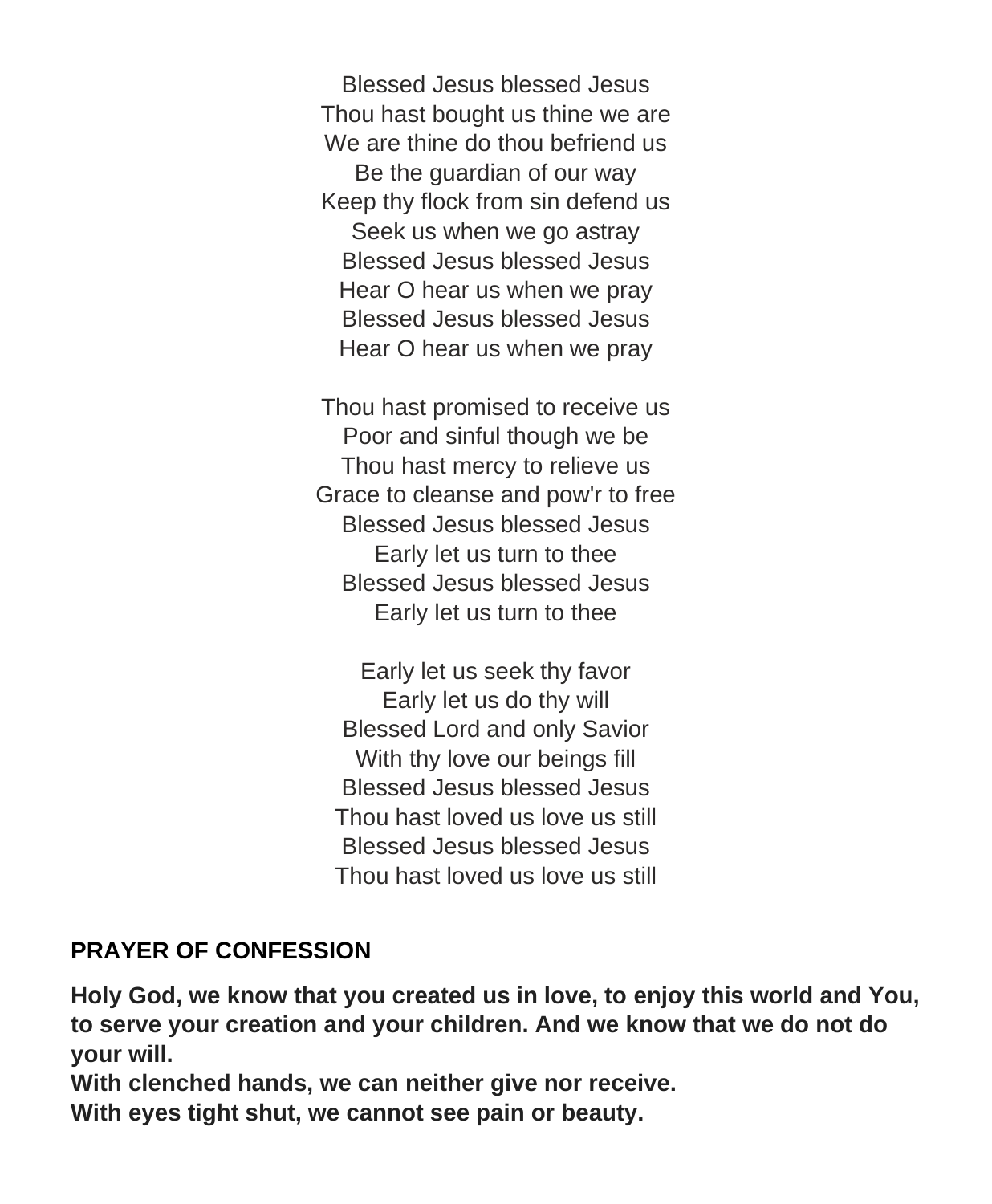Blessed Jesus blessed Jesus
Thou hast bought us thine we are
We are thine do thou befriend us
Be the guardian of our way
Keep thy flock from sin defend us
Seek us when we go astray
Blessed Jesus blessed Jesus
Hear O hear us when we pray
Blessed Jesus blessed Jesus
Hear O hear us when we pray

Thou hast promised to receive us
Poor and sinful though we be
Thou hast mercy to relieve us
Grace to cleanse and pow'r to free
Blessed Jesus blessed Jesus
Early let us turn to thee
Blessed Jesus blessed Jesus
Early let us turn to thee

Early let us seek thy favor
Early let us do thy will
Blessed Lord and only Savior
With thy love our beings fill
Blessed Jesus blessed Jesus
Thou hast loved us love us still
Blessed Jesus blessed Jesus
Thou hast loved us love us still

**PRAYER OF CONFESSION**

**Holy God, we know that you created us in love, to enjoy this world and You, to serve your creation and your children. And we know that we do not do your will.**
**With clenched hands, we can neither give nor receive.**
**With eyes tight shut, we cannot see pain or beauty.**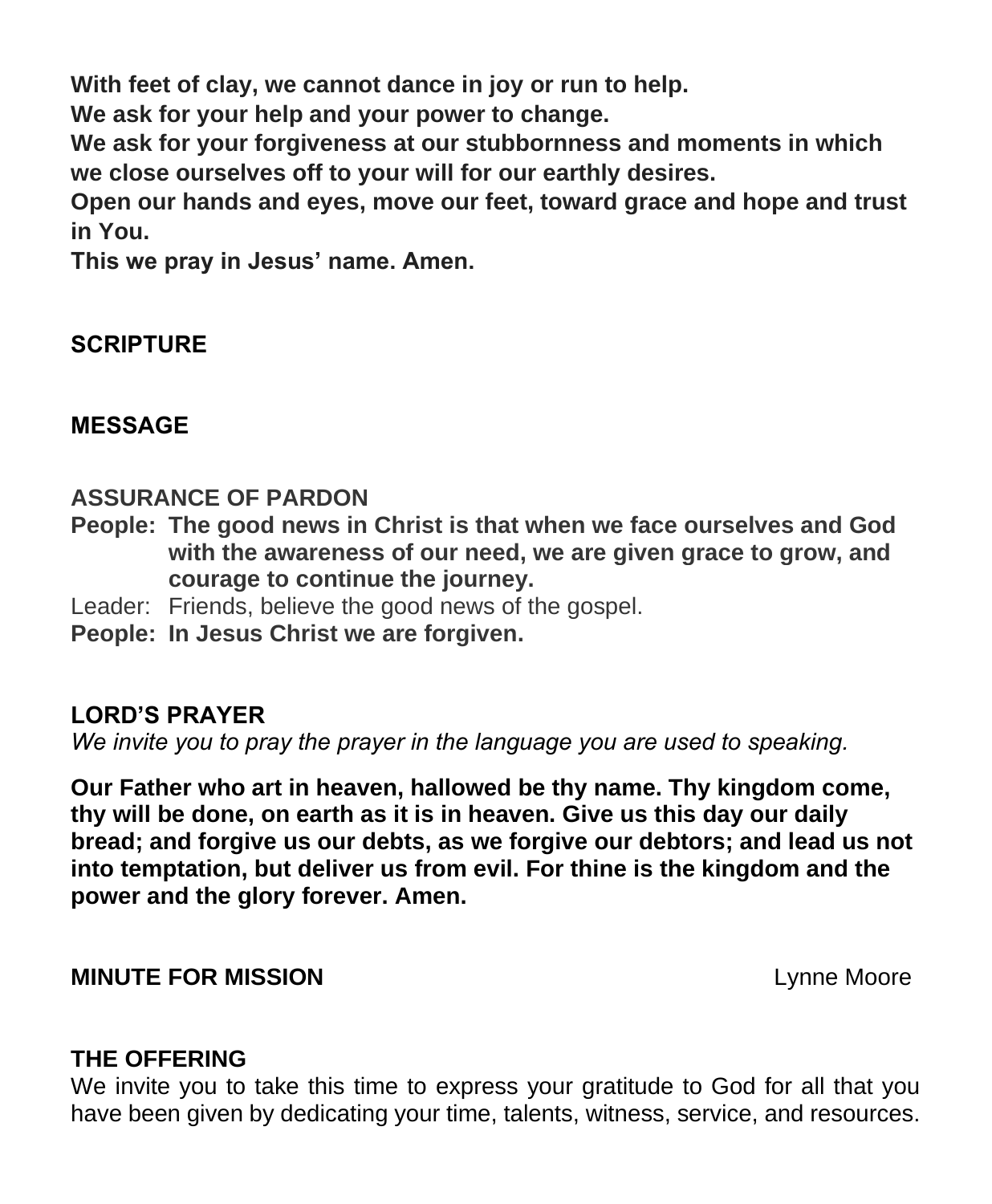**With feet of clay, we cannot dance in joy or run to help.**
**We ask for your help and your power to change.**
**We ask for your forgiveness at our stubbornness and moments in which we close ourselves off to your will for our earthly desires.**
**Open our hands and eyes, move our feet, toward grace and hope and trust in You.**
**This we pray in Jesus' name. Amen.**

## SCRIPTURE

## MESSAGE

## ASSURANCE OF PARDON

**People: The good news in Christ is that when we face ourselves and God with the awareness of our need, we are given grace to grow, and courage to continue the journey.**

Leader: Friends, believe the good news of the gospel.

**People: In Jesus Christ we are forgiven.**

## LORD'S PRAYER

*We invite you to pray the prayer in the language you are used to speaking.*

**Our Father who art in heaven, hallowed be thy name. Thy kingdom come, thy will be done, on earth as it is in heaven. Give us this day our daily bread; and forgive us our debts, as we forgive our debtors; and lead us not into temptation, but deliver us from evil. For thine is the kingdom and the power and the glory forever. Amen.**

## MINUTE FOR MISSION

Lynne Moore

## THE OFFERING

We invite you to take this time to express your gratitude to God for all that you have been given by dedicating your time, talents, witness, service, and resources.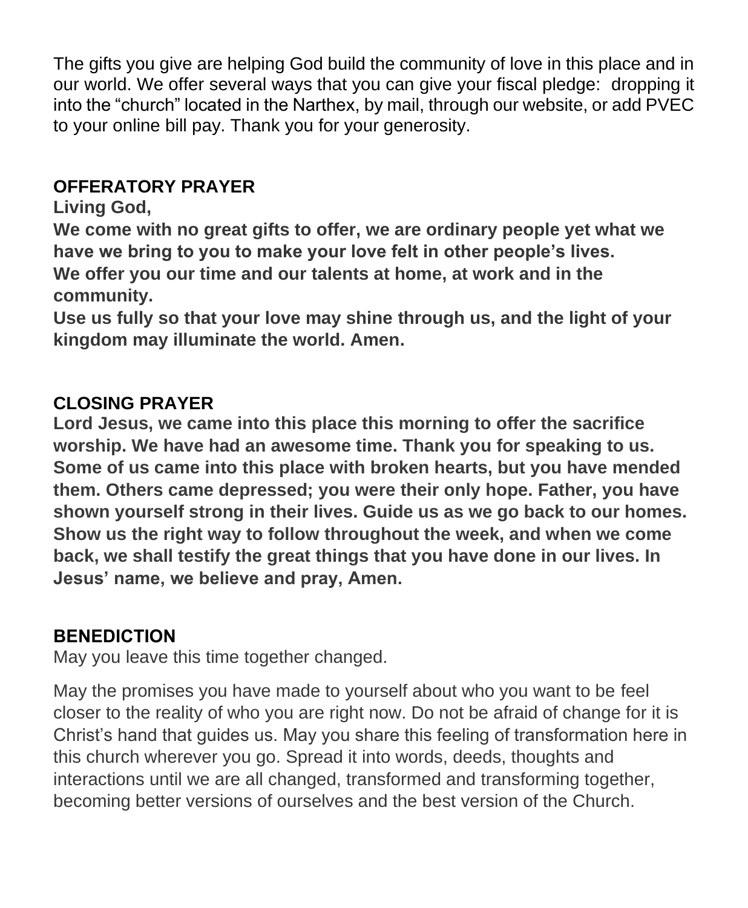The gifts you give are helping God build the community of love in this place and in our world. We offer several ways that you can give your fiscal pledge:  dropping it into the “church” located in the Narthex, by mail, through our website, or add PVEC to your online bill pay. Thank you for your generosity.

## OFFERATORY PRAYER

**Living God,**

**We come with no great gifts to offer, we are ordinary people yet what we have we bring to you to make your love felt in other people’s lives.**

**We offer you our time and our talents at home, at work and in the community.**

**Use us fully so that your love may shine through us, and the light of your kingdom may illuminate the world. Amen.**

## CLOSING PRAYER

**Lord Jesus, we came into this place this morning to offer the sacrifice worship. We have had an awesome time. Thank you for speaking to us. Some of us came into this place with broken hearts, but you have mended them. Others came depressed; you were their only hope. Father, you have shown yourself strong in their lives. Guide us as we go back to our homes. Show us the right way to follow throughout the week, and when we come back, we shall testify the great things that you have done in our lives. In Jesus’ name, we believe and pray, Amen.**

## BENEDICTION

May you leave this time together changed.

May the promises you have made to yourself about who you want to be feel closer to the reality of who you are right now. Do not be afraid of change for it is Christ’s hand that guides us. May you share this feeling of transformation here in this church wherever you go. Spread it into words, deeds, thoughts and interactions until we are all changed, transformed and transforming together, becoming better versions of ourselves and the best version of the Church.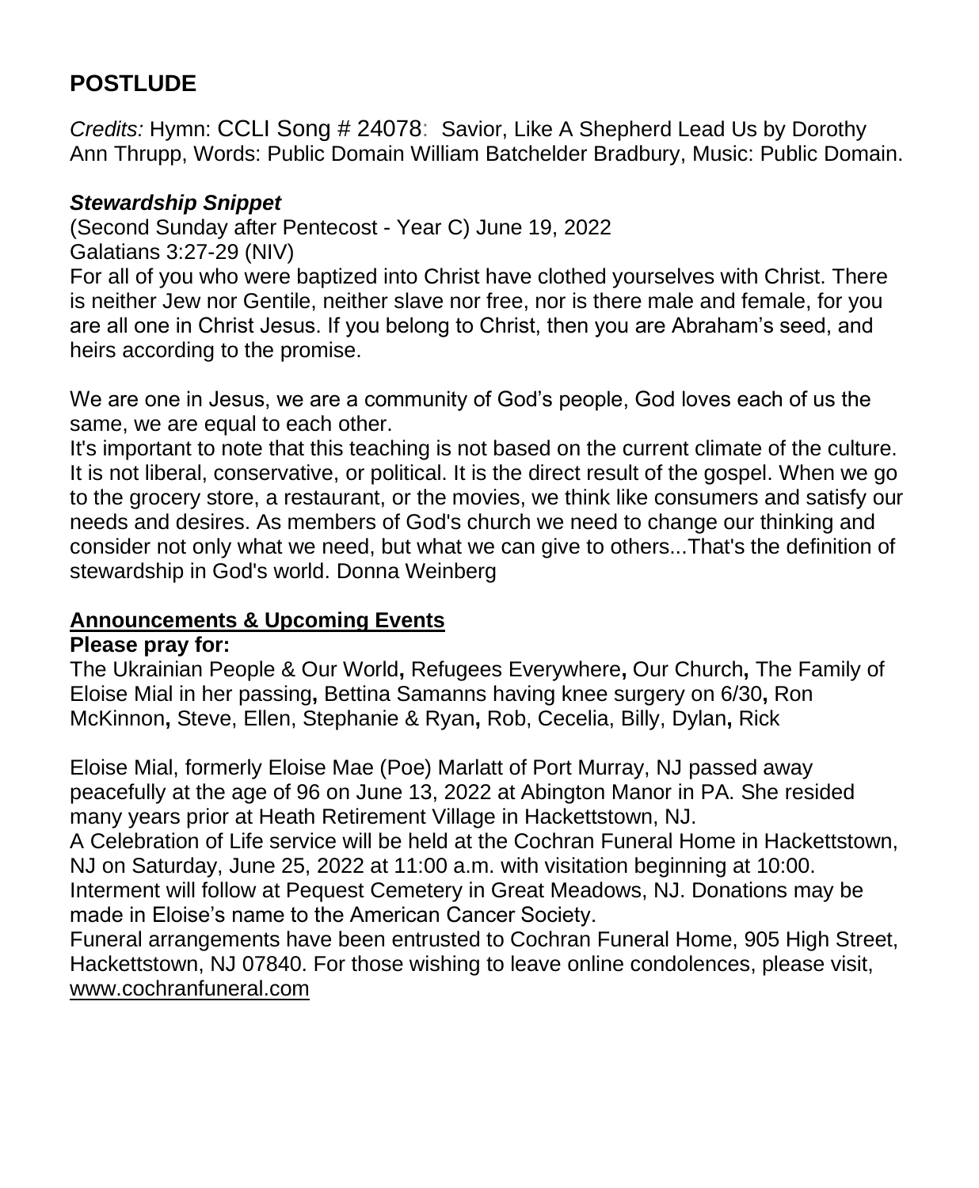## POSTLUDE

*Credits:* Hymn: CCLI Song # 24078: Savior, Like A Shepherd Lead Us by Dorothy Ann Thrupp, Words: Public Domain William Batchelder Bradbury, Music: Public Domain.

### *Stewardship Snippet*

(Second Sunday after Pentecost - Year C) June 19, 2022
Galatians 3:27-29 (NIV)
For all of you who were baptized into Christ have clothed yourselves with Christ. There is neither Jew nor Gentile, neither slave nor free, nor is there male and female, for you are all one in Christ Jesus. If you belong to Christ, then you are Abraham's seed, and heirs according to the promise.

We are one in Jesus, we are a community of God's people, God loves each of us the same, we are equal to each other.
It's important to note that this teaching is not based on the current climate of the culture. It is not liberal, conservative, or political. It is the direct result of the gospel. When we go to the grocery store, a restaurant, or the movies, we think like consumers and satisfy our needs and desires. As members of God's church we need to change our thinking and consider not only what we need, but what we can give to others...That's the definition of stewardship in God's world. Donna Weinberg

### Announcements & Upcoming Events

**Please pray for:**
The Ukrainian People & Our World**,** Refugees Everywhere**,** Our Church**,** The Family of Eloise Mial in her passing**,** Bettina Samanns having knee surgery on 6/30**,** Ron McKinnon**,** Steve, Ellen, Stephanie & Ryan**,** Rob, Cecelia, Billy, Dylan**,** Rick

Eloise Mial, formerly Eloise Mae (Poe) Marlatt of Port Murray, NJ passed away peacefully at the age of 96 on June 13, 2022 at Abington Manor in PA. She resided many years prior at Heath Retirement Village in Hackettstown, NJ.
A Celebration of Life service will be held at the Cochran Funeral Home in Hackettstown, NJ on Saturday, June 25, 2022 at 11:00 a.m. with visitation beginning at 10:00. Interment will follow at Pequest Cemetery in Great Meadows, NJ. Donations may be made in Eloise's name to the American Cancer Society.
Funeral arrangements have been entrusted to Cochran Funeral Home, 905 High Street, Hackettstown, NJ 07840. For those wishing to leave online condolences, please visit, www.cochranfuneral.com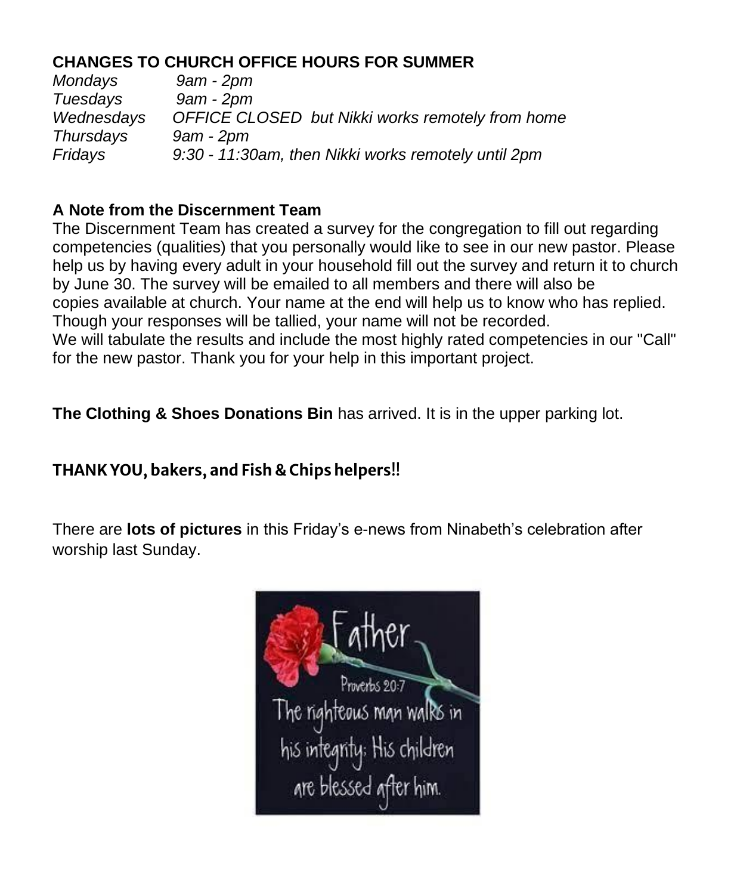**CHANGES TO CHURCH OFFICE HOURS FOR SUMMER**

| | |
|---|---|
| *Mondays* | *9am - 2pm* |
| *Tuesdays* | *9am - 2pm* |
| *Wednesdays* | *OFFICE CLOSED but Nikki works remotely from home* |
| *Thursdays* | *9am - 2pm* |
| *Fridays* | *9:30 - 11:30am, then Nikki works remotely until 2pm* |

**A Note from the Discernment Team**

The Discernment Team has created a survey for the congregation to fill out regarding competencies (qualities) that you personally would like to see in our new pastor. Please help us by having every adult in your household fill out the survey and return it to church by June 30. The survey will be emailed to all members and there will also be copies available at church. Your name at the end will help us to know who has replied. Though your responses will be tallied, your name will not be recorded.
We will tabulate the results and include the most highly rated competencies in our "Call" for the new pastor. Thank you for your help in this important project.

**The Clothing & Shoes Donations Bin** has arrived. It is in the upper parking lot.

**THANK YOU, bakers, and Fish & Chips helpers!!**

There are **lots of pictures** in this Friday's e-news from Ninabeth's celebration after worship last Sunday.

Father

Proverbs 20:7

The righteous man walks in his integrity: His children are blessed after him.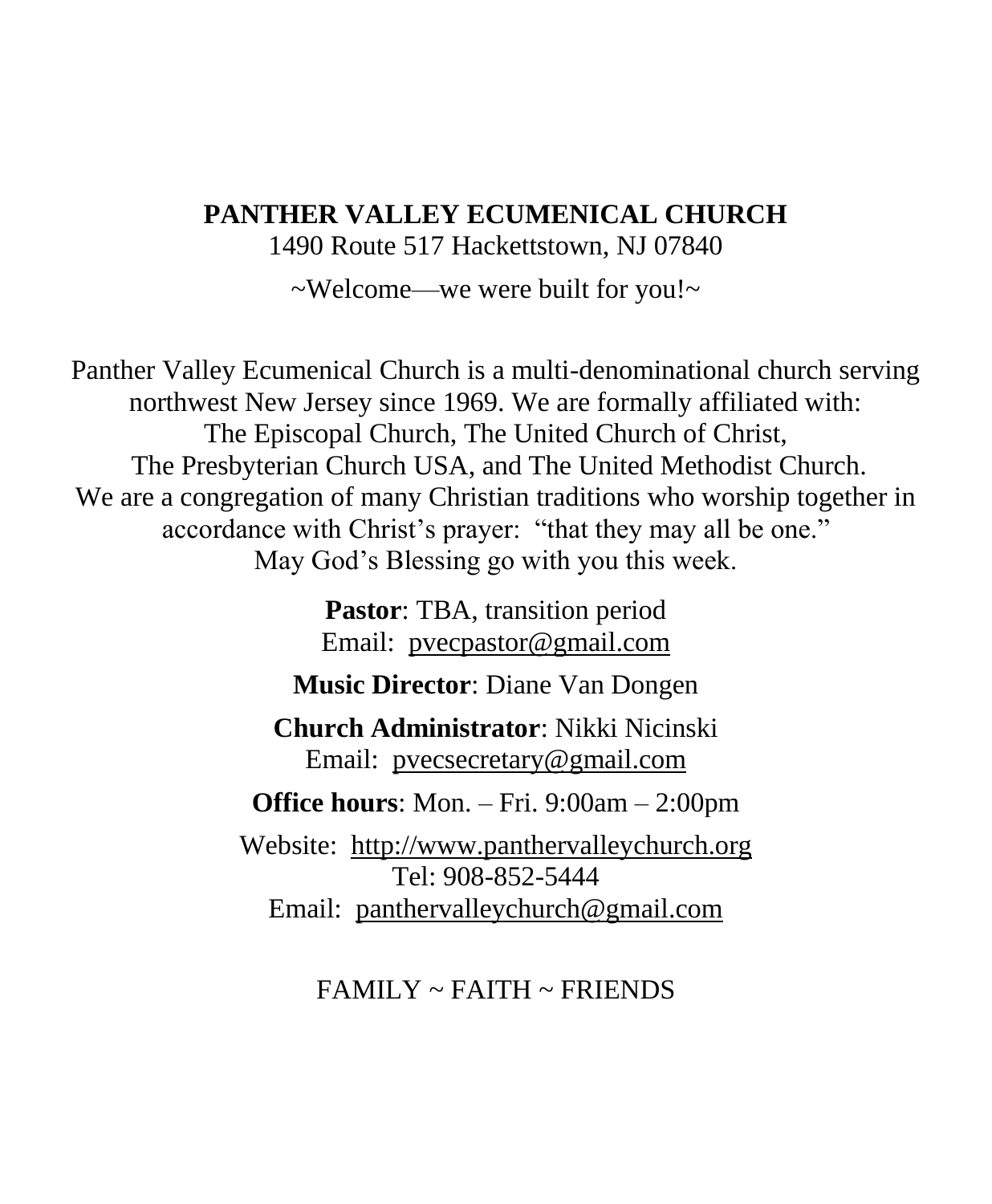# PANTHER VALLEY ECUMENICAL CHURCH

1490 Route 517 Hackettstown, NJ 07840

~Welcome—we were built for you!~

Panther Valley Ecumenical Church is a multi-denominational church serving northwest New Jersey since 1969. We are formally affiliated with: The Episcopal Church, The United Church of Christ, The Presbyterian Church USA, and The United Methodist Church. We are a congregation of many Christian traditions who worship together in accordance with Christ's prayer: "that they may all be one." May God's Blessing go with you this week.

**Pastor**: TBA, transition period
Email: pvecpastor@gmail.com

**Music Director**: Diane Van Dongen

**Church Administrator**: Nikki Nicinski
Email: pvecsecretary@gmail.com

**Office hours**: Mon. – Fri. 9:00am – 2:00pm

Website: http://www.panthervalleychurch.org
Tel: 908-852-5444
Email: panthervalleychurch@gmail.com

FAMILY ~ FAITH ~ FRIENDS